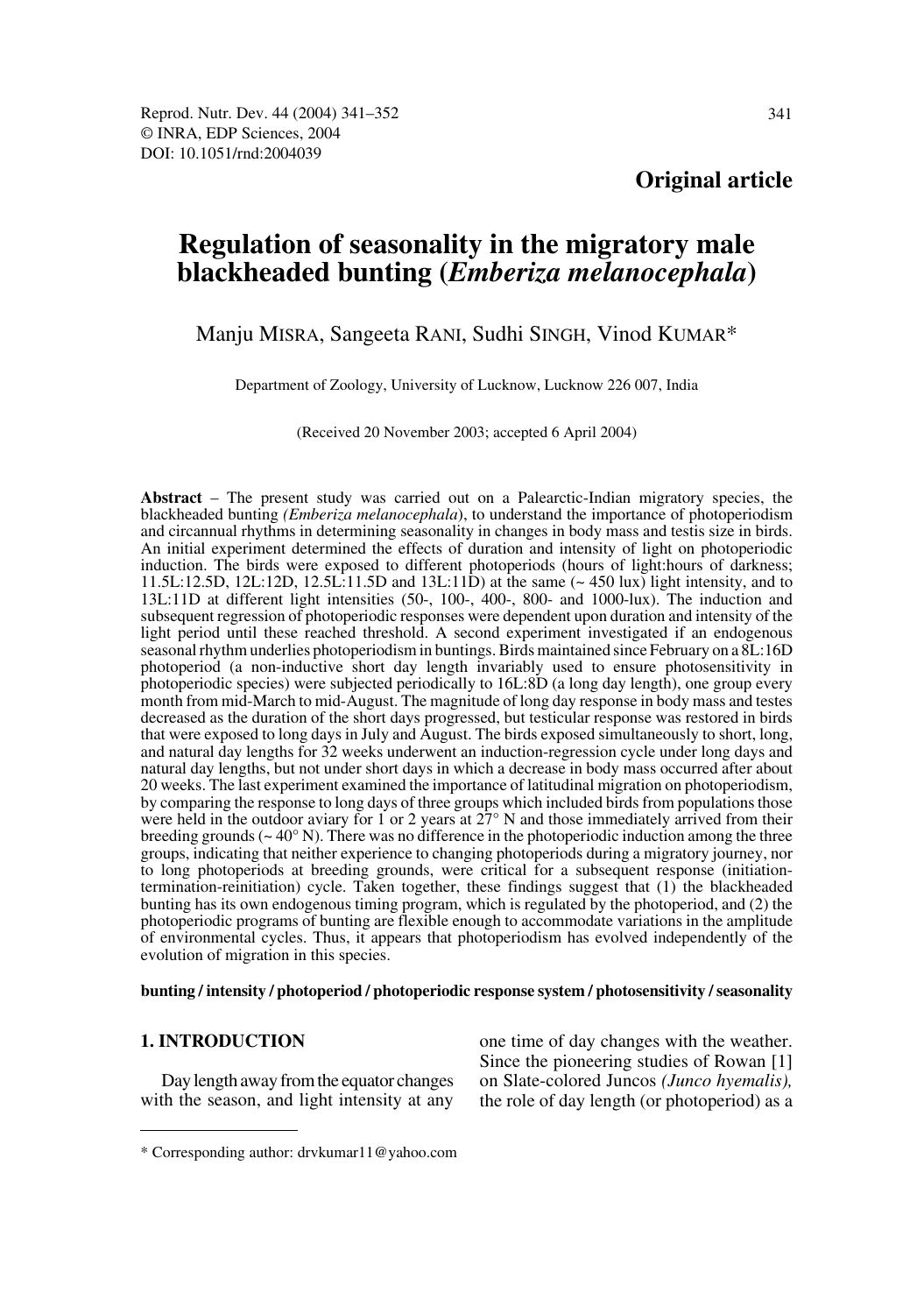**Original article**

# Regulation of seasonality in the migratory male blackheaded bunting (*Emberiza melanocephala*)

Manju MISRA, Sangeeta RANI, Sudhi SINGH, Vinod KUMAR*

Department of Zoology, University of Lucknow, Lucknow 226 007, India

(Received 20 November 2003; accepted 6 April 2004)

**Abstract** – The present study was carried out on a Palearctic-Indian migratory species, the blackheaded bunting *(Emberiza melanocephala)*, to understand the importance of photoperiodism and circannual rhythms in determining seasonality in changes in body mass and testis size in birds. An initial experiment determined the effects of duration and intensity of light on photoperiodic induction. The birds were exposed to different photoperiods (hours of light:hours of darkness; 11.5L:12.5D, 12L:12D, 12.5L:11.5D and 13L:11D) at the same (~ 450 lux) light intensity, and to 13L:11D at different light intensities (50-, 100-, 400-, 800- and 1000-lux). The induction and subsequent regression of photoperiodic responses were dependent upon duration and intensity of the light period until these reached threshold. A second experiment investigated if an endogenous seasonal rhythm underlies photoperiodism in buntings. Birds maintained since February on a 8L:16D photoperiod (a non-inductive short day length invariably used to ensure photosensitivity in photoperiodic species) were subjected periodically to 16L:8D (a long day length), one group every month from mid-March to mid-August. The magnitude of long day response in body mass and testes decreased as the duration of the short days progressed, but testicular response was restored in birds that were exposed to long days in July and August. The birds exposed simultaneously to short, long, and natural day lengths for 32 weeks underwent an induction-regression cycle under long days and natural day lengths, but not under short days in which a decrease in body mass occurred after about 20 weeks. The last experiment examined the importance of latitudinal migration on photoperiodism, by comparing the response to long days of three groups which included birds from populations those were held in the outdoor aviary for 1 or 2 years at 27° N and those immediately arrived from their breeding grounds (~ 40° N). There was no difference in the photoperiodic induction among the three groups, indicating that neither experience to changing photoperiods during a migratory journey, nor to long photoperiods at breeding grounds, were critical for a subsequent response (initiation-termination-reinitiation) cycle. Taken together, these findings suggest that (1) the blackheaded bunting has its own endogenous timing program, which is regulated by the photoperiod, and (2) the photoperiodic programs of bunting are flexible enough to accommodate variations in the amplitude of environmental cycles. Thus, it appears that photoperiodism has evolved independently of the evolution of migration in this species.

**bunting / intensity / photoperiod / photoperiodic response system / photosensitivity / seasonality**

## 1. INTRODUCTION

Day length away from the equator changes with the season, and light intensity at any one time of day changes with the weather. Since the pioneering studies of Rowan [1] on Slate-colored Juncos *(Junco hyemalis),* the role of day length (or photoperiod) as a

* Corresponding author: drvkumar11@yahoo.com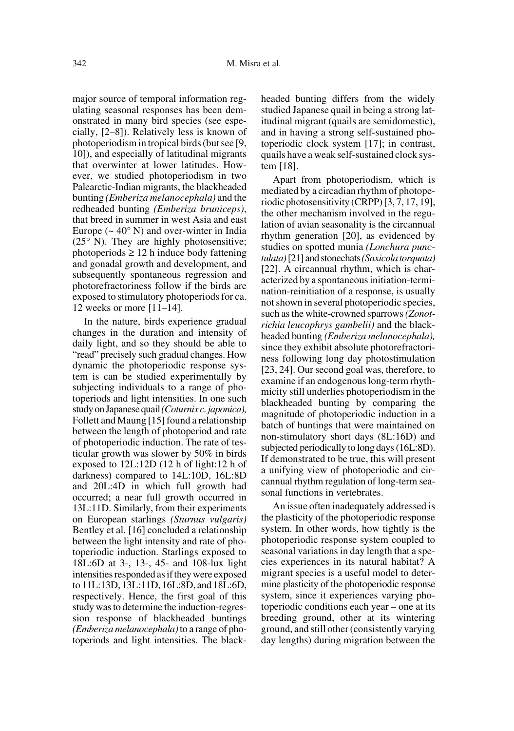major source of temporal information regulating seasonal responses has been demonstrated in many bird species (see especially, [2–8]). Relatively less is known of photoperiodism in tropical birds (but see [9, 10]), and especially of latitudinal migrants that overwinter at lower latitudes. However, we studied photoperiodism in two Palearctic-Indian migrants, the blackheaded bunting *(Emberiza melanocephala)* and the redheaded bunting *(Emberiza bruniceps)*, that breed in summer in west Asia and east Europe (~ 40° N) and over-winter in India (25° N). They are highly photosensitive; photoperiods ≥ 12 h induce body fattening and gonadal growth and development, and subsequently spontaneous regression and photorefractoriness follow if the birds are exposed to stimulatory photoperiods for ca. 12 weeks or more [11–14].

In the nature, birds experience gradual changes in the duration and intensity of daily light, and so they should be able to "read" precisely such gradual changes. How dynamic the photoperiodic response system is can be studied experimentally by subjecting individuals to a range of photoperiods and light intensities. In one such study on Japanese quail *(Coturnix c. japonica)*, Follett and Maung [15] found a relationship between the length of photoperiod and rate of photoperiodic induction. The rate of testicular growth was slower by 50% in birds exposed to 12L:12D (12 h of light:12 h of darkness) compared to 14L:10D, 16L:8D and 20L:4D in which full growth had occurred; a near full growth occurred in 13L:11D. Similarly, from their experiments on European starlings *(Sturnus vulgaris)* Bentley et al. [16] concluded a relationship between the light intensity and rate of photoperiodic induction. Starlings exposed to 18L:6D at 3-, 13-, 45- and 108-lux light intensities responded as if they were exposed to 11L:13D, 13L:11D, 16L:8D, and 18L:6D, respectively. Hence, the first goal of this study was to determine the induction-regression response of blackheaded buntings *(Emberiza melanocephala)* to a range of photoperiods and light intensities. The blackheaded bunting differs from the widely studied Japanese quail in being a strong latitudinal migrant (quails are semidomestic), and in having a strong self-sustained photoperiodic clock system [17]; in contrast, quails have a weak self-sustained clock system [18].

Apart from photoperiodism, which is mediated by a circadian rhythm of photoperiodic photosensitivity (CRPP) [3, 7, 17, 19], the other mechanism involved in the regulation of avian seasonality is the circannual rhythm generation [20], as evidenced by studies on spotted munia *(Lonchura punctulata)* [21] and stonechats *(Saxicola torquata)* [22]. A circannual rhythm, which is characterized by a spontaneous initiation-termination-reinitiation of a response, is usually not shown in several photoperiodic species, such as the white-crowned sparrows *(Zonotrichia leucophrys gambelii)* and the blackheaded bunting *(Emberiza melanocephala)*, since they exhibit absolute photorefractoriness following long day photostimulation [23, 24]. Our second goal was, therefore, to examine if an endogenous long-term rhythmicity still underlies photoperiodism in the blackheaded bunting by comparing the magnitude of photoperiodic induction in a batch of buntings that were maintained on non-stimulatory short days (8L:16D) and subjected periodically to long days (16L:8D). If demonstrated to be true, this will present a unifying view of photoperiodic and circannual rhythm regulation of long-term seasonal functions in vertebrates.

An issue often inadequately addressed is the plasticity of the photoperiodic response system. In other words, how tightly is the photoperiodic response system coupled to seasonal variations in day length that a species experiences in its natural habitat? A migrant species is a useful model to determine plasticity of the photoperiodic response system, since it experiences varying photoperiodic conditions each year – one at its breeding ground, other at its wintering ground, and still other (consistently varying day lengths) during migration between the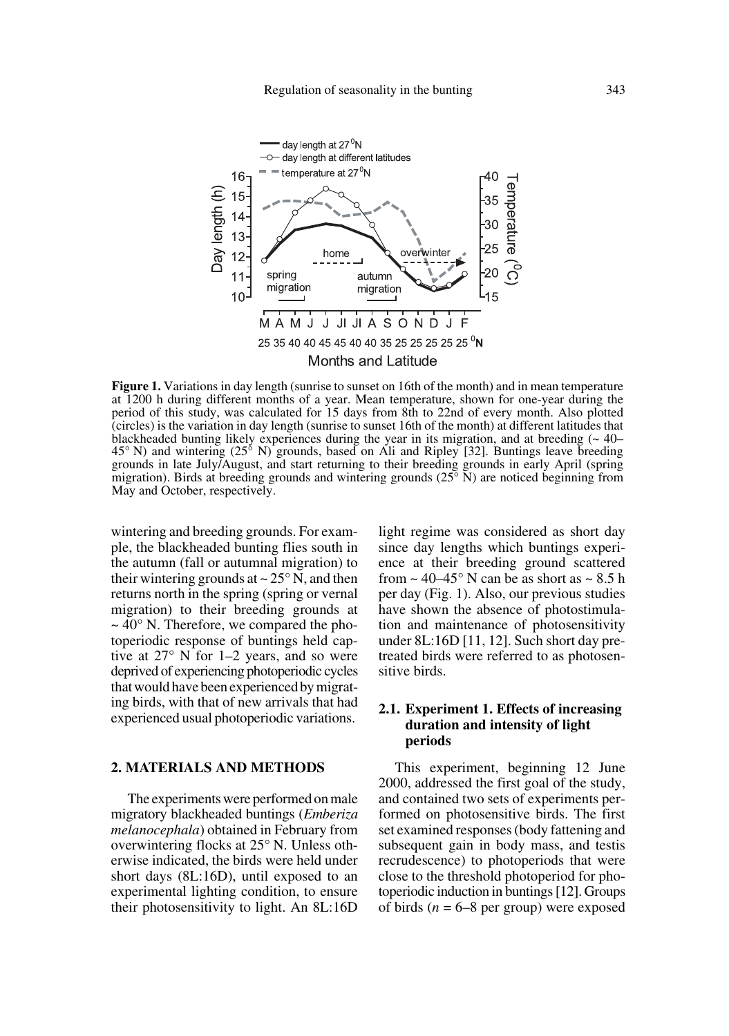**Figure 1.** Variations in day length (sunrise to sunset on 16th of the month) and in mean temperature at 1200 h during different months of a year. Mean temperature, shown for one-year during the period of this study, was calculated for 15 days from 8th to 22nd of every month. Also plotted (circles) is the variation in day length (sunrise to sunset 16th of the month) at different latitudes that blackheaded bunting likely experiences during the year in its migration, and at breeding (~ 40–45° N) and wintering (25° N) grounds, based on Ali and Ripley [32]. Buntings leave breeding grounds in late July/August, and start returning to their breeding grounds in early April (spring migration). Birds at breeding grounds and wintering grounds (25° N) are noticed beginning from May and October, respectively.

wintering and breeding grounds. For example, the blackheaded bunting flies south in the autumn (fall or autumnal migration) to their wintering grounds at ~ 25° N, and then returns north in the spring (spring or vernal migration) to their breeding grounds at ~ 40° N. Therefore, we compared the photoperiodic response of buntings held captive at 27° N for 1–2 years, and so were deprived of experiencing photoperiodic cycles that would have been experienced by migrating birds, with that of new arrivals that had experienced usual photoperiodic variations.

## 2. MATERIALS AND METHODS

The experiments were performed on male migratory blackheaded buntings (*Emberiza melanocephala*) obtained in February from overwintering flocks at 25° N. Unless otherwise indicated, the birds were held under short days (8L:16D), until exposed to an experimental lighting condition, to ensure their photosensitivity to light. An 8L:16D light regime was considered as short day since day lengths which buntings experience at their breeding ground scattered from ~ 40–45° N can be as short as ~ 8.5 h per day (Fig. 1). Also, our previous studies have shown the absence of photostimulation and maintenance of photosensitivity under 8L:16D [11, 12]. Such short day pretreated birds were referred to as photosensitive birds.

### 2.1. Experiment 1. Effects of increasing duration and intensity of light periods

This experiment, beginning 12 June 2000, addressed the first goal of the study, and contained two sets of experiments performed on photosensitive birds. The first set examined responses (body fattening and subsequent gain in body mass, and testis recrudescence) to photoperiods that were close to the threshold photoperiod for photoperiodic induction in buntings [12]. Groups of birds ($n$ = 6–8 per group) were exposed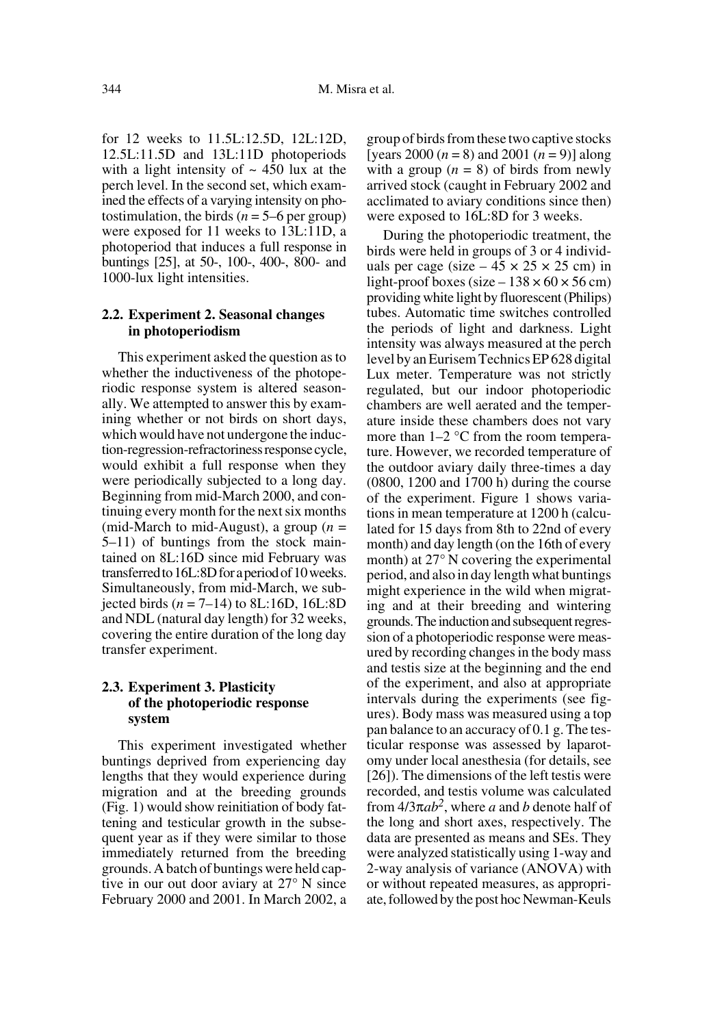for 12 weeks to 11.5L:12.5D, 12L:12D, 12.5L:11.5D and 13L:11D photoperiods with a light intensity of ~ 450 lux at the perch level. In the second set, which examined the effects of a varying intensity on photostimulation, the birds ($n$ = 5–6 per group) were exposed for 11 weeks to 13L:11D, a photoperiod that induces a full response in buntings [25], at 50-, 100-, 400-, 800- and 1000-lux light intensities.

### 2.2. Experiment 2. Seasonal changes in photoperiodism

This experiment asked the question as to whether the inductiveness of the photoperiodic response system is altered seasonally. We attempted to answer this by examining whether or not birds on short days, which would have not undergone the induction-regression-refractoriness response cycle, would exhibit a full response when they were periodically subjected to a long day. Beginning from mid-March 2000, and continuing every month for the next six months (mid-March to mid-August), a group ($n$ = 5–11) of buntings from the stock maintained on 8L:16D since mid February was transferred to 16L:8D for a period of 10 weeks. Simultaneously, from mid-March, we subjected birds ($n$ = 7–14) to 8L:16D, 16L:8D and NDL (natural day length) for 32 weeks, covering the entire duration of the long day transfer experiment.

### 2.3. Experiment 3. Plasticity of the photoperiodic response system

This experiment investigated whether buntings deprived from experiencing day lengths that they would experience during migration and at the breeding grounds (Fig. 1) would show reinitiation of body fattening and testicular growth in the subsequent year as if they were similar to those immediately returned from the breeding grounds. A batch of buntings were held captive in our out door aviary at 27° N since February 2000 and 2001. In March 2002, a group of birds from these two captive stocks [years 2000 ($n$ = 8) and 2001 ($n$ = 9)] along with a group ($n$ = 8) of birds from newly arrived stock (caught in February 2002 and acclimated to aviary conditions since then) were exposed to 16L:8D for 3 weeks.

During the photoperiodic treatment, the birds were held in groups of 3 or 4 individuals per cage (size – 45 × 25 × 25 cm) in light-proof boxes (size – 138 × 60 × 56 cm) providing white light by fluorescent (Philips) tubes. Automatic time switches controlled the periods of light and darkness. Light intensity was always measured at the perch level by an Eurisem Technics EP 628 digital Lux meter. Temperature was not strictly regulated, but our indoor photoperiodic chambers are well aerated and the temperature inside these chambers does not vary more than 1–2 °C from the room temperature. However, we recorded temperature of the outdoor aviary daily three-times a day (0800, 1200 and 1700 h) during the course of the experiment. Figure 1 shows variations in mean temperature at 1200 h (calculated for 15 days from 8th to 22nd of every month) and day length (on the 16th of every month) at 27° N covering the experimental period, and also in day length what buntings might experience in the wild when migrating and at their breeding and wintering grounds. The induction and subsequent regression of a photoperiodic response were measured by recording changes in the body mass and testis size at the beginning and the end of the experiment, and also at appropriate intervals during the experiments (see figures). Body mass was measured using a top pan balance to an accuracy of 0.1 g. The testicular response was assessed by laparotomy under local anesthesia (for details, see [26]). The dimensions of the left testis were recorded, and testis volume was calculated from $4/3\pi ab^2$, where $a$ and $b$ denote half of the long and short axes, respectively. The data are presented as means and SEs. They were analyzed statistically using 1-way and 2-way analysis of variance (ANOVA) with or without repeated measures, as appropriate, followed by the post hoc Newman-Keuls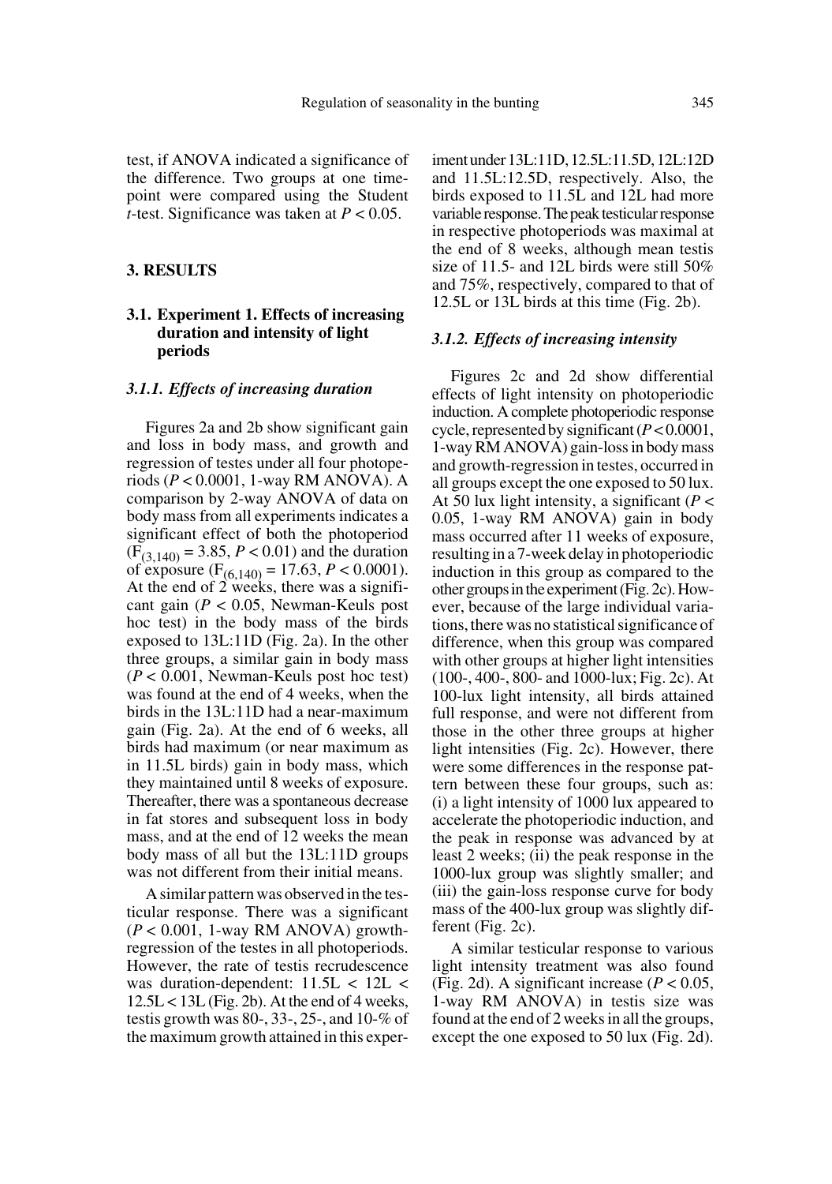test, if ANOVA indicated a significance of the difference. Two groups at one timepoint were compared using the Student *t*-test. Significance was taken at $P < 0.05$.

## 3. RESULTS

### 3.1. Experiment 1. Effects of increasing duration and intensity of light periods

#### *3.1.1. Effects of increasing duration*

Figures 2a and 2b show significant gain and loss in body mass, and growth and regression of testes under all four photoperiods ($P < 0.0001$, 1-way RM ANOVA). A comparison by 2-way ANOVA of data on body mass from all experiments indicates a significant effect of both the photoperiod ($F_{(3,140)} = 3.85$, $P < 0.01$) and the duration of exposure ($F_{(6,140)} = 17.63$, $P < 0.0001$). At the end of 2 weeks, there was a significant gain ($P < 0.05$, Newman-Keuls post hoc test) in the body mass of the birds exposed to 13L:11D (Fig. 2a). In the other three groups, a similar gain in body mass ($P < 0.001$, Newman-Keuls post hoc test) was found at the end of 4 weeks, when the birds in the 13L:11D had a near-maximum gain (Fig. 2a). At the end of 6 weeks, all birds had maximum (or near maximum as in 11.5L birds) gain in body mass, which they maintained until 8 weeks of exposure. Thereafter, there was a spontaneous decrease in fat stores and subsequent loss in body mass, and at the end of 12 weeks the mean body mass of all but the 13L:11D groups was not different from their initial means.

A similar pattern was observed in the testicular response. There was a significant ($P < 0.001$, 1-way RM ANOVA) growth-regression of the testes in all photoperiods. However, the rate of testis recrudescence was duration-dependent: 11.5L < 12L < 12.5L < 13L (Fig. 2b). At the end of 4 weeks, testis growth was 80-, 33-, 25-, and 10-% of the maximum growth attained in this experiment under 13L:11D, 12.5L:11.5D, 12L:12D and 11.5L:12.5D, respectively. Also, the birds exposed to 11.5L and 12L had more variable response. The peak testicular response in respective photoperiods was maximal at the end of 8 weeks, although mean testis size of 11.5- and 12L birds were still 50% and 75%, respectively, compared to that of 12.5L or 13L birds at this time (Fig. 2b).

#### *3.1.2. Effects of increasing intensity*

Figures 2c and 2d show differential effects of light intensity on photoperiodic induction. A complete photoperiodic response cycle, represented by significant ($P < 0.0001$, 1-way RM ANOVA) gain-loss in body mass and growth-regression in testes, occurred in all groups except the one exposed to 50 lux. At 50 lux light intensity, a significant ($P < 0.05$, 1-way RM ANOVA) gain in body mass occurred after 11 weeks of exposure, resulting in a 7-week delay in photoperiodic induction in this group as compared to the other groups in the experiment (Fig. 2c). However, because of the large individual variations, there was no statistical significance of difference, when this group was compared with other groups at higher light intensities (100-, 400-, 800- and 1000-lux; Fig. 2c). At 100-lux light intensity, all birds attained full response, and were not different from those in the other three groups at higher light intensities (Fig. 2c). However, there were some differences in the response pattern between these four groups, such as: (i) a light intensity of 1000 lux appeared to accelerate the photoperiodic induction, and the peak in response was advanced by at least 2 weeks; (ii) the peak response in the 1000-lux group was slightly smaller; and (iii) the gain-loss response curve for body mass of the 400-lux group was slightly different (Fig. 2c).

A similar testicular response to various light intensity treatment was also found (Fig. 2d). A significant increase ($P < 0.05$, 1-way RM ANOVA) in testis size was found at the end of 2 weeks in all the groups, except the one exposed to 50 lux (Fig. 2d).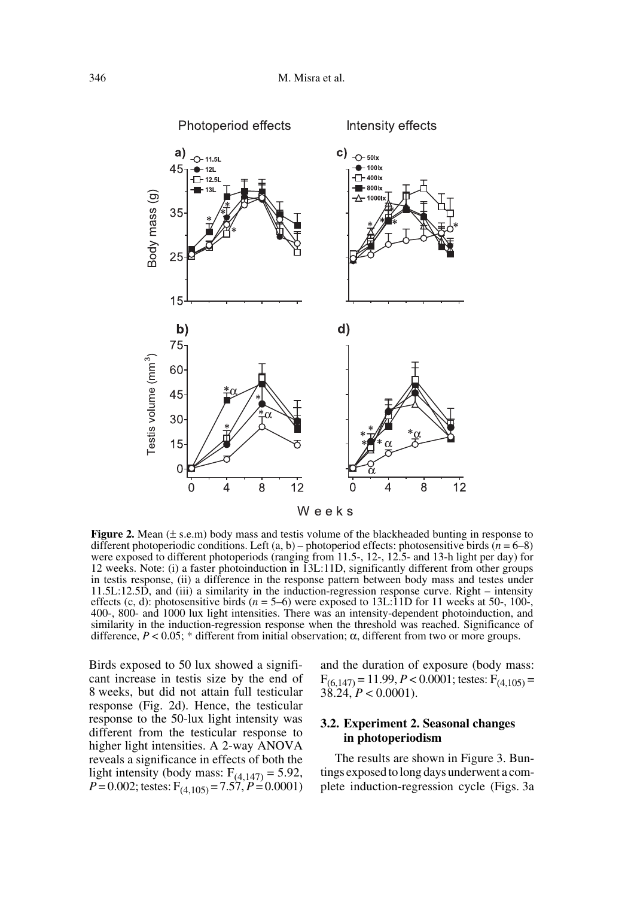**Figure 2.** Mean (± s.e.m) body mass and testis volume of the blackheaded bunting in response to different photoperiodic conditions. Left (a, b) – photoperiod effects: photosensitive birds ($n$ = 6–8) were exposed to different photoperiods (ranging from 11.5-, 12-, 12.5- and 13-h light per day) for 12 weeks. Note: (i) a faster photoinduction in 13L:11D, significantly different from other groups in testis response, (ii) a difference in the response pattern between body mass and testes under 11.5L:12.5D, and (iii) a similarity in the induction-regression response curve. Right – intensity effects (c, d): photosensitive birds ($n$ = 5–6) were exposed to 13L:11D for 11 weeks at 50-, 100-, 400-, 800- and 1000 lux light intensities. There was an intensity-dependent photoinduction, and similarity in the induction-regression response when the threshold was reached. Significance of difference, $P < 0.05$; * different from initial observation; α, different from two or more groups.

Birds exposed to 50 lux showed a significant increase in testis size by the end of 8 weeks, but did not attain full testicular response (Fig. 2d). Hence, the testicular response to the 50-lux light intensity was different from the testicular response to higher light intensities. A 2-way ANOVA reveals a significance in effects of both the light intensity (body mass: $F_{(4,147)} = 5.92$, $P = 0.002$; testes: $F_{(4,105)} = 7.57$, $P = 0.0001$) and the duration of exposure (body mass: $F_{(6,147)} = 11.99$, $P < 0.0001$; testes: $F_{(4,105)} = 38.24$, $P < 0.0001$).

### 3.2. Experiment 2. Seasonal changes in photoperiodism

The results are shown in Figure 3. Buntings exposed to long days underwent a complete induction-regression cycle (Figs. 3a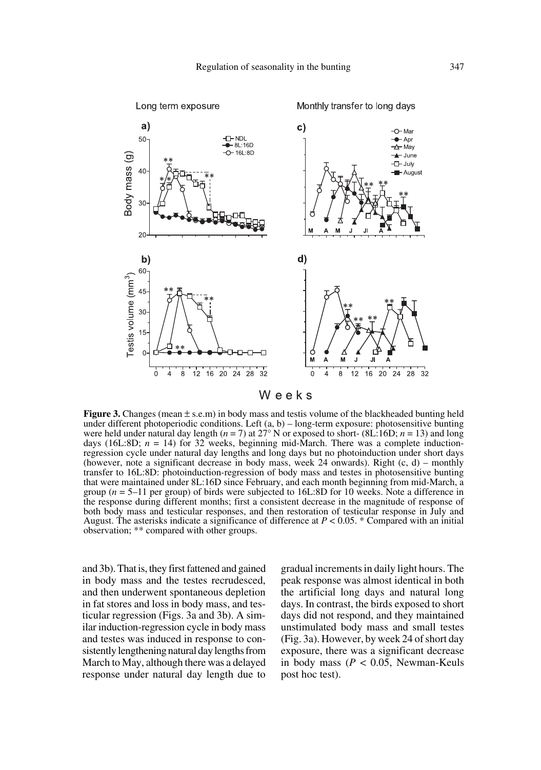**Figure 3.** Changes (mean ± s.e.m) in body mass and testis volume of the blackheaded bunting held under different photoperiodic conditions. Left (a, b) – long-term exposure: photosensitive bunting were held under natural day length ($n = 7$) at 27° N or exposed to short- (8L:16D; $n = 13$) and long days (16L:8D; $n = 14$) for 32 weeks, beginning mid-March. There was a complete induction-regression cycle under natural day lengths and long days but no photoinduction under short days (however, note a significant decrease in body mass, week 24 onwards). Right (c, d) – monthly transfer to 16L:8D: photoinduction-regression of body mass and testes in photosensitive bunting that were maintained under 8L:16D since February, and each month beginning from mid-March, a group ($n = 5$–11 per group) of birds were subjected to 16L:8D for 10 weeks. Note a difference in the response during different months; first a consistent decrease in the magnitude of response of both body mass and testicular responses, and then restoration of testicular response in July and August. The asterisks indicate a significance of difference at $P < 0.05$. * Compared with an initial observation; ** compared with other groups.

and 3b). That is, they first fattened and gained in body mass and the testes recrudesced, and then underwent spontaneous depletion in fat stores and loss in body mass, and testicular regression (Figs. 3a and 3b). A similar induction-regression cycle in body mass and testes was induced in response to consistently lengthening natural day lengths from March to May, although there was a delayed response under natural day length due to gradual increments in daily light hours. The peak response was almost identical in both the artificial long days and natural long days. In contrast, the birds exposed to short days did not respond, and they maintained unstimulated body mass and small testes (Fig. 3a). However, by week 24 of short day exposure, there was a significant decrease in body mass ($P < 0.05$, Newman-Keuls post hoc test).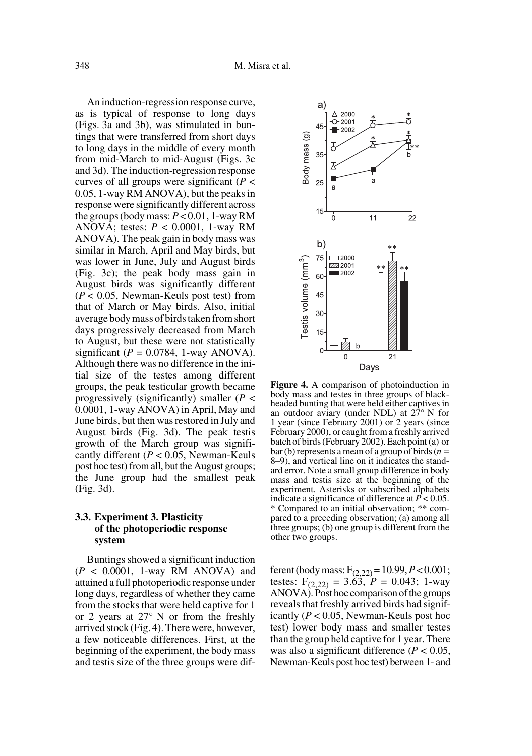An induction-regression response curve, as is typical of response to long days (Figs. 3a and 3b), was stimulated in buntings that were transferred from short days to long days in the middle of every month from mid-March to mid-August (Figs. 3c and 3d). The induction-regression response curves of all groups were significant ($P < 0.05$, 1-way RM ANOVA), but the peaks in response were significantly different across the groups (body mass: $P < 0.01$, 1-way RM ANOVA; testes: $P < 0.0001$, 1-way RM ANOVA). The peak gain in body mass was similar in March, April and May birds, but was lower in June, July and August birds (Fig. 3c); the peak body mass gain in August birds was significantly different ($P < 0.05$, Newman-Keuls post test) from that of March or May birds. Also, initial average body mass of birds taken from short days progressively decreased from March to August, but these were not statistically significant ($P = 0.0784$, 1-way ANOVA). Although there was no difference in the initial size of the testes among different groups, the peak testicular growth became progressively (significantly) smaller ($P < 0.0001$, 1-way ANOVA) in April, May and June birds, but then was restored in July and August birds (Fig. 3d). The peak testis growth of the March group was significantly different ($P < 0.05$, Newman-Keuls post hoc test) from all, but the August groups; the June group had the smallest peak (Fig. 3d).

### 3.3. Experiment 3. Plasticity of the photoperiodic response system

Buntings showed a significant induction ($P < 0.0001$, 1-way RM ANOVA) and attained a full photoperiodic response under long days, regardless of whether they came from the stocks that were held captive for 1 or 2 years at 27° N or from the freshly arrived stock (Fig. 4). There were, however, a few noticeable differences. First, at the beginning of the experiment, the body mass and testis size of the three groups were different (body mass: $F_{(2,22)} = 10.99$, $P < 0.001$; testes: $F_{(2,22)} = 3.63$, $P = 0.043$; 1-way ANOVA). Post hoc comparison of the groups reveals that freshly arrived birds had significantly ($P < 0.05$, Newman-Keuls post hoc test) lower body mass and smaller testes than the group held captive for 1 year. There was also a significant difference ($P < 0.05$, Newman-Keuls post hoc test) between 1- and

**Figure 4.** A comparison of photoinduction in body mass and testes in three groups of black-headed bunting that were held either captives in an outdoor aviary (under NDL) at 27° N for 1 year (since February 2001) or 2 years (since February 2000), or caught from a freshly arrived batch of birds (February 2002). Each point (a) or bar (b) represents a mean of a group of birds ($n$ = 8–9), and vertical line on it indicates the standard error. Note a small group difference in body mass and testis size at the beginning of the experiment. Asterisks or subscribed alphabets indicate a significance of difference at $P < 0.05$. * Compared to an initial observation; ** compared to a preceding observation; (a) among all three groups; (b) one group is different from the other two groups.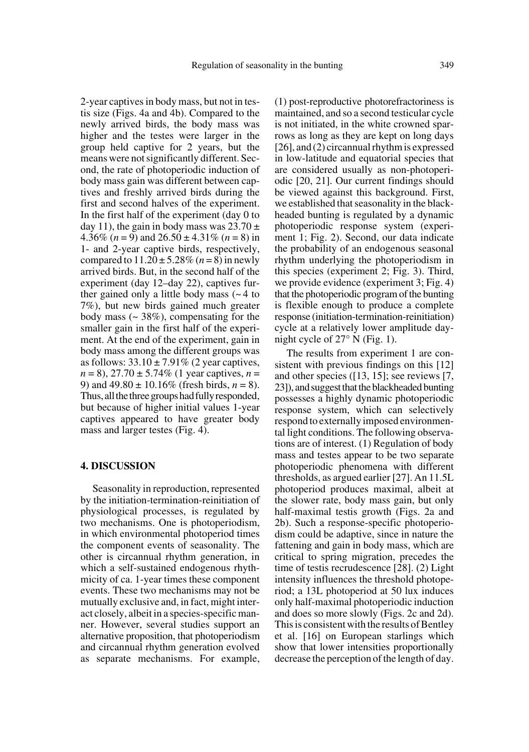2-year captives in body mass, but not in testis size (Figs. 4a and 4b). Compared to the newly arrived birds, the body mass was higher and the testes were larger in the group held captive for 2 years, but the means were not significantly different. Second, the rate of photoperiodic induction of body mass gain was different between captives and freshly arrived birds during the first and second halves of the experiment. In the first half of the experiment (day 0 to day 11), the gain in body mass was $23.70 \pm 4.36\%$ ($n = 9$) and $26.50 \pm 4.31\%$ ($n = 8$) in 1- and 2-year captive birds, respectively, compared to $11.20 \pm 5.28\%$ ($n = 8$) in newly arrived birds. But, in the second half of the experiment (day 12–day 22), captives further gained only a little body mass (~ 4 to 7%), but new birds gained much greater body mass (~ 38%), compensating for the smaller gain in the first half of the experiment. At the end of the experiment, gain in body mass among the different groups was as follows: $33.10 \pm 7.91\%$ (2 year captives, $n = 8$), $27.70 \pm 5.74\%$ (1 year captives, $n = 9$) and $49.80 \pm 10.16\%$ (fresh birds, $n = 8$). Thus, all the three groups had fully responded, but because of higher initial values 1-year captives appeared to have greater body mass and larger testes (Fig. 4).

## 4. DISCUSSION

Seasonality in reproduction, represented by the initiation-termination-reinitiation of physiological processes, is regulated by two mechanisms. One is photoperiodism, in which environmental photoperiod times the component events of seasonality. The other is circannual rhythm generation, in which a self-sustained endogenous rhythmicity of ca. 1-year times these component events. These two mechanisms may not be mutually exclusive and, in fact, might interact closely, albeit in a species-specific manner. However, several studies support an alternative proposition, that photoperiodism and circannual rhythm generation evolved as separate mechanisms. For example, (1) post-reproductive photorefractoriness is maintained, and so a second testicular cycle is not initiated, in the white crowned sparrows as long as they are kept on long days [26], and (2) circannual rhythm is expressed in low-latitude and equatorial species that are considered usually as non-photoperiodic [20, 21]. Our current findings should be viewed against this background. First, we established that seasonality in the blackheaded bunting is regulated by a dynamic photoperiodic response system (experiment 1; Fig. 2). Second, our data indicate the probability of an endogenous seasonal rhythm underlying the photoperiodism in this species (experiment 2; Fig. 3). Third, we provide evidence (experiment 3; Fig. 4) that the photoperiodic program of the bunting is flexible enough to produce a complete response (initiation-termination-reinitiation) cycle at a relatively lower amplitude day-night cycle of 27° N (Fig. 1).

The results from experiment 1 are consistent with previous findings on this [12] and other species ([13, 15]; see reviews [7, 23]), and suggest that the blackheaded bunting possesses a highly dynamic photoperiodic response system, which can selectively respond to externally imposed environmental light conditions. The following observations are of interest. (1) Regulation of body mass and testes appear to be two separate photoperiodic phenomena with different thresholds, as argued earlier [27]. An 11.5L photoperiod produces maximal, albeit at the slower rate, body mass gain, but only half-maximal testis growth (Figs. 2a and 2b). Such a response-specific photoperiodism could be adaptive, since in nature the fattening and gain in body mass, which are critical to spring migration, precedes the time of testis recrudescence [28]. (2) Light intensity influences the threshold photoperiod; a 13L photoperiod at 50 lux induces only half-maximal photoperiodic induction and does so more slowly (Figs. 2c and 2d). This is consistent with the results of Bentley et al. [16] on European starlings which show that lower intensities proportionally decrease the perception of the length of day.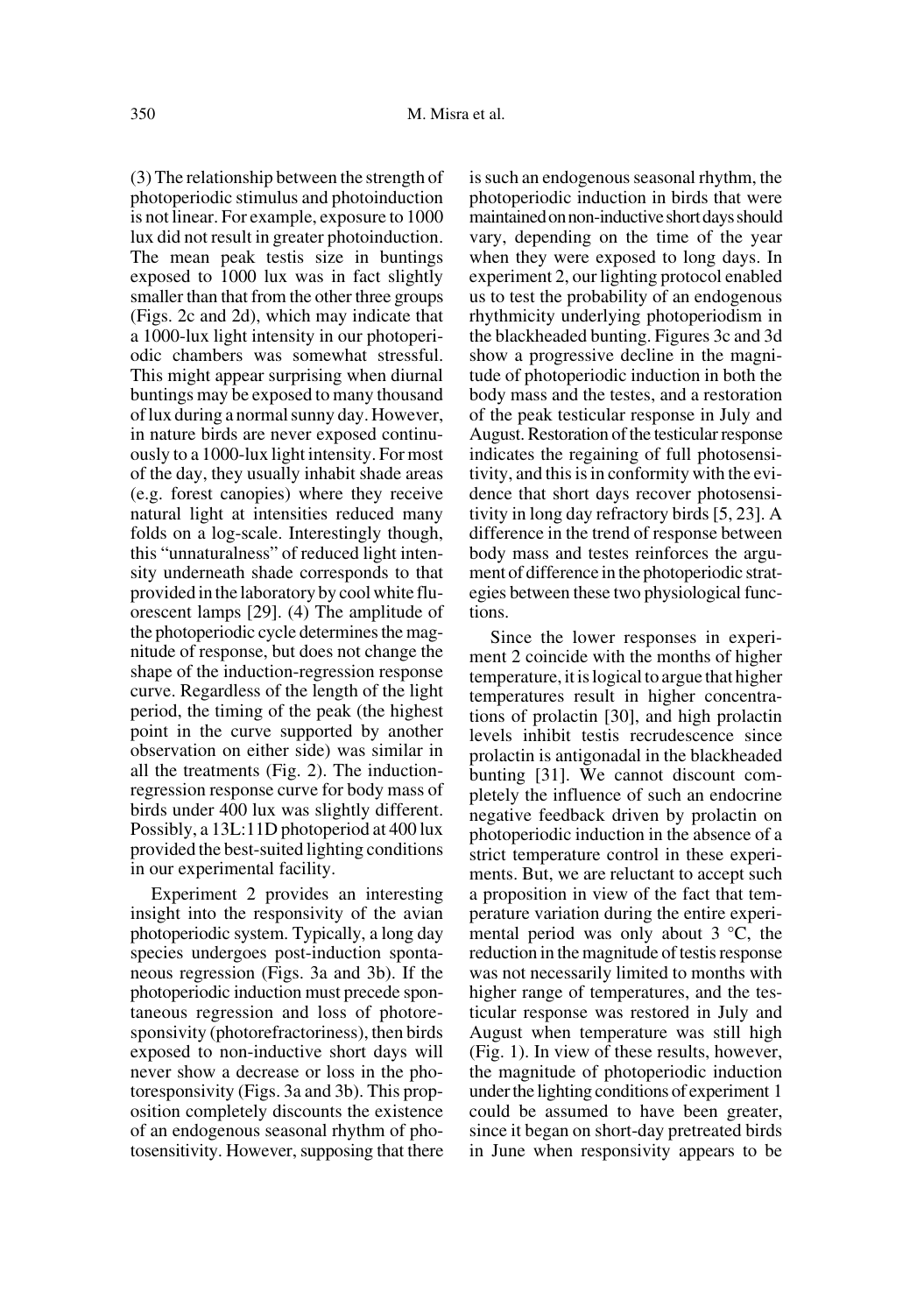(3) The relationship between the strength of photoperiodic stimulus and photoinduction is not linear. For example, exposure to 1000 lux did not result in greater photoinduction. The mean peak testis size in buntings exposed to 1000 lux was in fact slightly smaller than that from the other three groups (Figs. 2c and 2d), which may indicate that a 1000-lux light intensity in our photoperiodic chambers was somewhat stressful. This might appear surprising when diurnal buntings may be exposed to many thousand of lux during a normal sunny day. However, in nature birds are never exposed continuously to a 1000-lux light intensity. For most of the day, they usually inhabit shade areas (e.g. forest canopies) where they receive natural light at intensities reduced many folds on a log-scale. Interestingly though, this "unnaturalness" of reduced light intensity underneath shade corresponds to that provided in the laboratory by cool white fluorescent lamps [29]. (4) The amplitude of the photoperiodic cycle determines the magnitude of response, but does not change the shape of the induction-regression response curve. Regardless of the length of the light period, the timing of the peak (the highest point in the curve supported by another observation on either side) was similar in all the treatments (Fig. 2). The induction-regression response curve for body mass of birds under 400 lux was slightly different. Possibly, a 13L:11D photoperiod at 400 lux provided the best-suited lighting conditions in our experimental facility.

Experiment 2 provides an interesting insight into the responsivity of the avian photoperiodic system. Typically, a long day species undergoes post-induction spontaneous regression (Figs. 3a and 3b). If the photoperiodic induction must precede spontaneous regression and loss of photoresponsivity (photorefractoriness), then birds exposed to non-inductive short days will never show a decrease or loss in the photoresponsivity (Figs. 3a and 3b). This proposition completely discounts the existence of an endogenous seasonal rhythm of photosensitivity. However, supposing that there is such an endogenous seasonal rhythm, the photoperiodic induction in birds that were maintained on non-inductive short days should vary, depending on the time of the year when they were exposed to long days. In experiment 2, our lighting protocol enabled us to test the probability of an endogenous rhythmicity underlying photoperiodism in the blackheaded bunting. Figures 3c and 3d show a progressive decline in the magnitude of photoperiodic induction in both the body mass and the testes, and a restoration of the peak testicular response in July and August. Restoration of the testicular response indicates the regaining of full photosensitivity, and this is in conformity with the evidence that short days recover photosensitivity in long day refractory birds [5, 23]. A difference in the trend of response between body mass and testes reinforces the argument of difference in the photoperiodic strategies between these two physiological functions.

Since the lower responses in experiment 2 coincide with the months of higher temperature, it is logical to argue that higher temperatures result in higher concentrations of prolactin [30], and high prolactin levels inhibit testis recrudescence since prolactin is antigonadal in the blackheaded bunting [31]. We cannot discount completely the influence of such an endocrine negative feedback driven by prolactin on photoperiodic induction in the absence of a strict temperature control in these experiments. But, we are reluctant to accept such a proposition in view of the fact that temperature variation during the entire experimental period was only about 3 °C, the reduction in the magnitude of testis response was not necessarily limited to months with higher range of temperatures, and the testicular response was restored in July and August when temperature was still high (Fig. 1). In view of these results, however, the magnitude of photoperiodic induction under the lighting conditions of experiment 1 could be assumed to have been greater, since it began on short-day pretreated birds in June when responsivity appears to be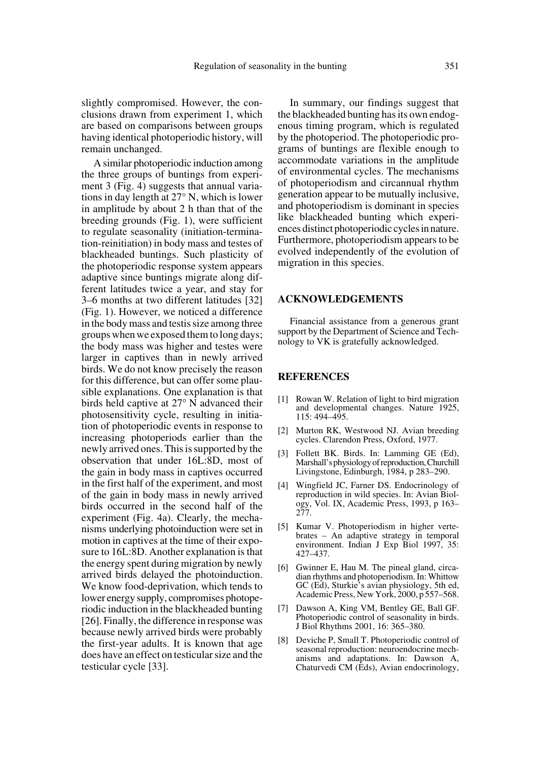slightly compromised. However, the conclusions drawn from experiment 1, which are based on comparisons between groups having identical photoperiodic history, will remain unchanged.

A similar photoperiodic induction among the three groups of buntings from experiment 3 (Fig. 4) suggests that annual variations in day length at 27° N, which is lower in amplitude by about 2 h than that of the breeding grounds (Fig. 1), were sufficient to regulate seasonality (initiation-termination-reinitiation) in body mass and testes of blackheaded buntings. Such plasticity of the photoperiodic response system appears adaptive since buntings migrate along different latitudes twice a year, and stay for 3–6 months at two different latitudes [32] (Fig. 1). However, we noticed a difference in the body mass and testis size among three groups when we exposed them to long days; the body mass was higher and testes were larger in captives than in newly arrived birds. We do not know precisely the reason for this difference, but can offer some plausible explanations. One explanation is that birds held captive at 27° N advanced their photosensitivity cycle, resulting in initiation of photoperiodic events in response to increasing photoperiods earlier than the newly arrived ones. This is supported by the observation that under 16L:8D, most of the gain in body mass in captives occurred in the first half of the experiment, and most of the gain in body mass in newly arrived birds occurred in the second half of the experiment (Fig. 4a). Clearly, the mechanisms underlying photoinduction were set in motion in captives at the time of their exposure to 16L:8D. Another explanation is that the energy spent during migration by newly arrived birds delayed the photoinduction. We know food-deprivation, which tends to lower energy supply, compromises photoperiodic induction in the blackheaded bunting [26]. Finally, the difference in response was because newly arrived birds were probably the first-year adults. It is known that age does have an effect on testicular size and the testicular cycle [33].

In summary, our findings suggest that the blackheaded bunting has its own endogenous timing program, which is regulated by the photoperiod. The photoperiodic programs of buntings are flexible enough to accommodate variations in the amplitude of environmental cycles. The mechanisms of photoperiodism and circannual rhythm generation appear to be mutually inclusive, and photoperiodism is dominant in species like blackheaded bunting which experiences distinct photoperiodic cycles in nature. Furthermore, photoperiodism appears to be evolved independently of the evolution of migration in this species.

## ACKNOWLEDGEMENTS

Financial assistance from a generous grant support by the Department of Science and Technology to VK is gratefully acknowledged.

## REFERENCES

[1] Rowan W. Relation of light to bird migration and developmental changes. Nature 1925, 115: 494–495.

[2] Murton RK, Westwood NJ. Avian breeding cycles. Clarendon Press, Oxford, 1977.

[3] Follett BK. Birds. In: Lamming GE (Ed), Marshall's physiology of reproduction, Churchill Livingstone, Edinburgh, 1984, p 283–290.

[4] Wingfield JC, Farner DS. Endocrinology of reproduction in wild species. In: Avian Biology, Vol. IX, Academic Press, 1993, p 163–277.

[5] Kumar V. Photoperiodism in higher vertebrates – An adaptive strategy in temporal environment. Indian J Exp Biol 1997, 35: 427–437.

[6] Gwinner E, Hau M. The pineal gland, circadian rhythms and photoperiodism. In: Whittow GC (Ed), Sturkie's avian physiology, 5th ed, Academic Press, New York, 2000, p 557–568.

[7] Dawson A, King VM, Bentley GE, Ball GF. Photoperiodic control of seasonality in birds. J Biol Rhythms 2001, 16: 365–380.

[8] Deviche P, Small T. Photoperiodic control of seasonal reproduction: neuroendocrine mechanisms and adaptations. In: Dawson A, Chaturvedi CM (Eds), Avian endocrinology,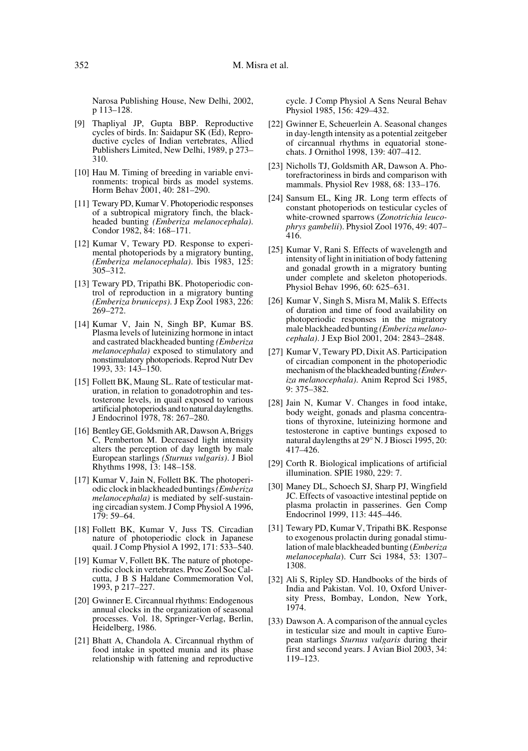Narosa Publishing House, New Delhi, 2002, p 113–128.

[9] Thapliyal JP, Gupta BBP. Reproductive cycles of birds. In: Saidapur SK (Ed), Reproductive cycles of Indian vertebrates, Allied Publishers Limited, New Delhi, 1989, p 273–310.

[10] Hau M. Timing of breeding in variable environments: tropical birds as model systems. Horm Behav 2001, 40: 281–290.

[11] Tewary PD, Kumar V. Photoperiodic responses of a subtropical migratory finch, the black-headed bunting *(Emberiza melanocephala)*. Condor 1982, 84: 168–171.

[12] Kumar V, Tewary PD. Response to experimental photoperiods by a migratory bunting, *(Emberiza melanocephala)*. Ibis 1983, 125: 305–312.

[13] Tewary PD, Tripathi BK. Photoperiodic control of reproduction in a migratory bunting *(Emberiza bruniceps)*. J Exp Zool 1983, 226: 269–272.

[14] Kumar V, Jain N, Singh BP, Kumar BS. Plasma levels of luteinizing hormone in intact and castrated blackheaded bunting *(Emberiza melanocephala)* exposed to stimulatory and nonstimulatory photoperiods. Reprod Nutr Dev 1993, 33: 143–150.

[15] Follett BK, Maung SL. Rate of testicular maturation, in relation to gonadotrophin and testosterone levels, in quail exposed to various artificial photoperiods and to natural daylengths. J Endocrinol 1978, 78: 267–280.

[16] Bentley GE, Goldsmith AR, Dawson A, Briggs C, Pemberton M. Decreased light intensity alters the perception of day length by male European starlings *(Sturnus vulgaris)*. J Biol Rhythms 1998, 13: 148–158.

[17] Kumar V, Jain N, Follett BK. The photoperiodic clock in blackheaded buntings *(Emberiza melanocephala)* is mediated by self-sustaining circadian system. J Comp Physiol A 1996, 179: 59–64.

[18] Follett BK, Kumar V, Juss TS. Circadian nature of photoperiodic clock in Japanese quail. J Comp Physiol A 1992, 171: 533–540.

[19] Kumar V, Follett BK. The nature of photoperiodic clock in vertebrates. Proc Zool Soc Calcutta, J B S Haldane Commemoration Vol, 1993, p 217–227.

[20] Gwinner E. Circannual rhythms: Endogenous annual clocks in the organization of seasonal processes. Vol. 18, Springer-Verlag, Berlin, Heidelberg, 1986.

[21] Bhatt A, Chandola A. Circannual rhythm of food intake in spotted munia and its phase relationship with fattening and reproductive cycle. J Comp Physiol A Sens Neural Behav Physiol 1985, 156: 429–432.

[22] Gwinner E, Scheuerlein A. Seasonal changes in day-length intensity as a potential zeitgeber of circannual rhythms in equatorial stonechats. J Ornithol 1998, 139: 407–412.

[23] Nicholls TJ, Goldsmith AR, Dawson A. Photorefractoriness in birds and comparison with mammals. Physiol Rev 1988, 68: 133–176.

[24] Sansum EL, King JR. Long term effects of constant photoperiods on testicular cycles of white-crowned sparrows (*Zonotrichia leucophrys gambelii*). Physiol Zool 1976, 49: 407–416.

[25] Kumar V, Rani S. Effects of wavelength and intensity of light in initiation of body fattening and gonadal growth in a migratory bunting under complete and skeleton photoperiods. Physiol Behav 1996, 60: 625–631.

[26] Kumar V, Singh S, Misra M, Malik S. Effects of duration and time of food availability on photoperiodic responses in the migratory male blackheaded bunting *(Emberiza melanocephala)*. J Exp Biol 2001, 204: 2843–2848.

[27] Kumar V, Tewary PD, Dixit AS. Participation of circadian component in the photoperiodic mechanism of the blackheaded bunting *(Emberiza melanocephala)*. Anim Reprod Sci 1985, 9: 375–382.

[28] Jain N, Kumar V. Changes in food intake, body weight, gonads and plasma concentrations of thyroxine, luteinizing hormone and testosterone in captive buntings exposed to natural daylengths at 29° N. J Biosci 1995, 20: 417–426.

[29] Corth R. Biological implications of artificial illumination. SPIE 1980, 229: 7.

[30] Maney DL, Schoech SJ, Sharp PJ, Wingfield JC. Effects of vasoactive intestinal peptide on plasma prolactin in passerines. Gen Comp Endocrinol 1999, 113: 445–446.

[31] Tewary PD, Kumar V, Tripathi BK. Response to exogenous prolactin during gonadal stimulation of male blackheaded bunting (*Emberiza melanocephala*). Curr Sci 1984, 53: 1307–1308.

[32] Ali S, Ripley SD. Handbooks of the birds of India and Pakistan. Vol. 10, Oxford University Press, Bombay, London, New York, 1974.

[33] Dawson A. A comparison of the annual cycles in testicular size and moult in captive European starlings *Sturnus vulgaris* during their first and second years. J Avian Biol 2003, 34: 119–123.